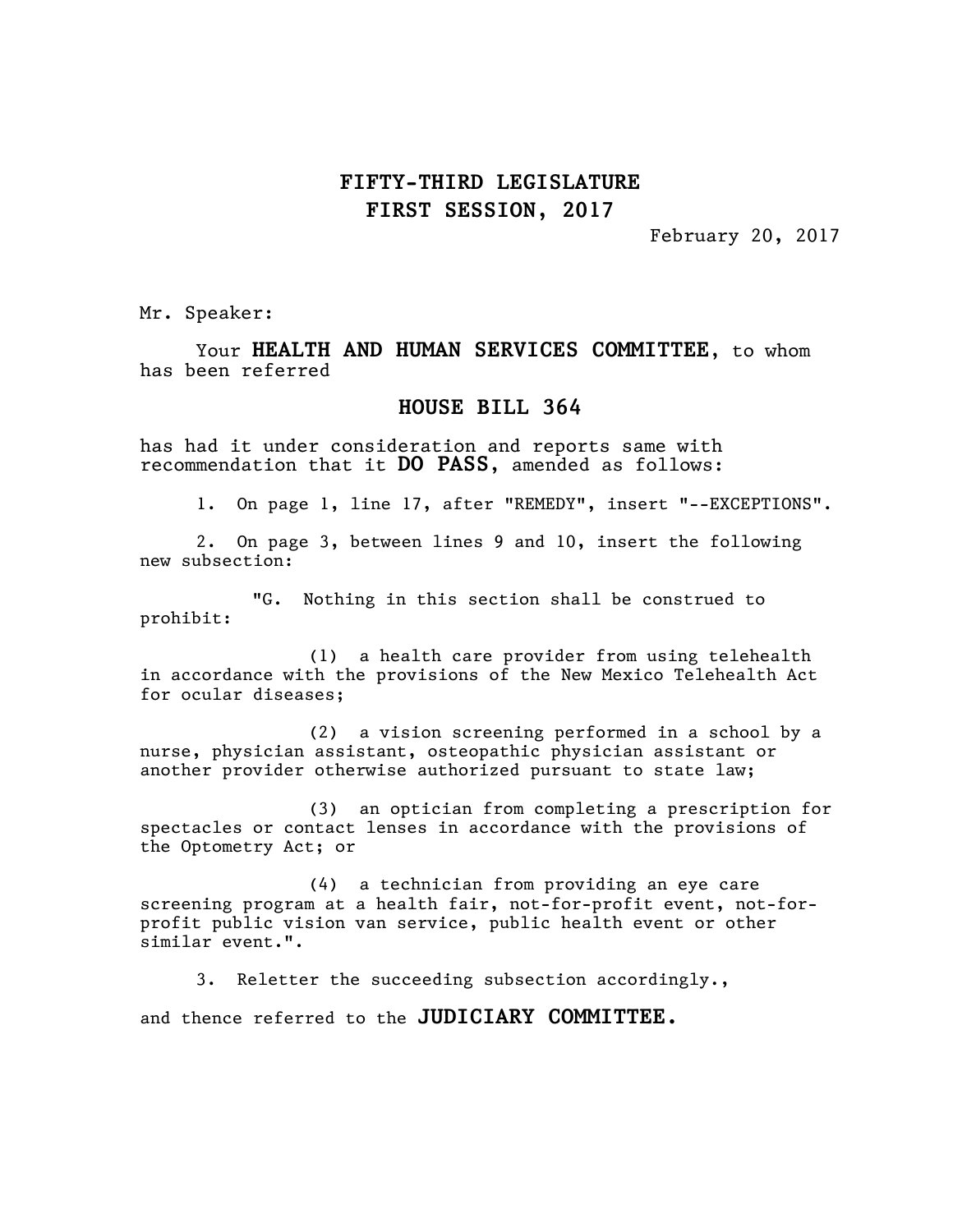# FIFTY-THIRD LEGISLATURE
# FIRST SESSION, 2017

February 20, 2017

Mr. Speaker:

Your **HEALTH AND HUMAN SERVICES COMMITTEE**, to whom has been referred

## HOUSE BILL 364

has had it under consideration and reports same with recommendation that it **DO PASS**, amended as follows:

1. On page 1, line 17, after "REMEDY", insert "--EXCEPTIONS".

2. On page 3, between lines 9 and 10, insert the following new subsection:

"G. Nothing in this section shall be construed to prohibit:

(1) a health care provider from using telehealth in accordance with the provisions of the New Mexico Telehealth Act for ocular diseases;

(2) a vision screening performed in a school by a nurse, physician assistant, osteopathic physician assistant or another provider otherwise authorized pursuant to state law;

(3) an optician from completing a prescription for spectacles or contact lenses in accordance with the provisions of the Optometry Act; or

(4) a technician from providing an eye care screening program at a health fair, not-for-profit event, not-for-profit public vision van service, public health event or other similar event.".

3. Reletter the succeeding subsection accordingly.,

and thence referred to the **JUDICIARY COMMITTEE.**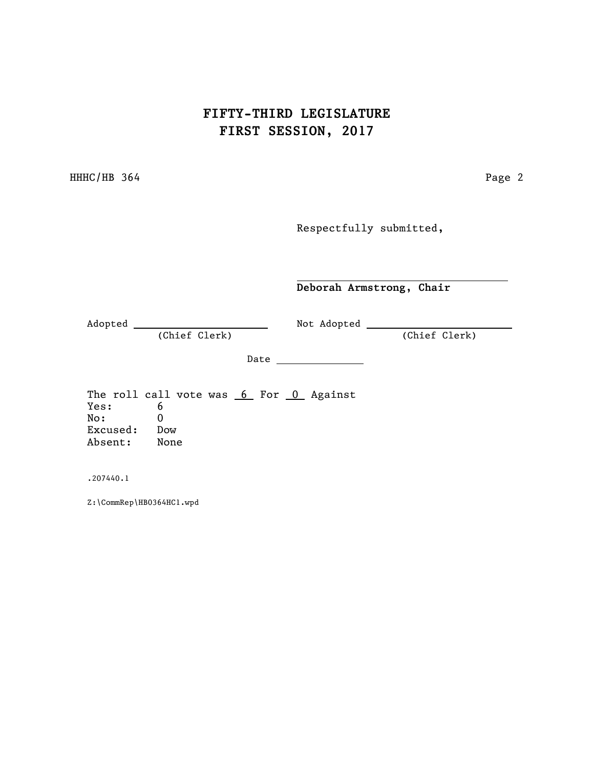# FIFTY-THIRD LEGISLATURE
# FIRST SESSION, 2017

HHHC/HB 364

Respectfully submitted,

\_\_\_\_\_\_\_\_\_\_\_\_\_\_\_\_\_\_\_\_\_\_\_\_\_\_\_\_\_\_\_\_

**Deborah Armstrong, Chair**

Adopted \_\_\_\_\_\_\_\_\_\_\_\_\_\_\_\_\_\_\_\_\_\_ (Chief Clerk)

Not Adopted \_\_\_\_\_\_\_\_\_\_\_\_\_\_\_\_\_\_\_\_\_\_ (Chief Clerk)

Date \_\_\_\_\_\_\_\_\_\_\_\_\_\_

The roll call vote was 6 For 0 Against

Yes: 6
No: 0
Excused: Dow
Absent: None

.207440.1

Z:\CommRep\HB0364HC1.wpd